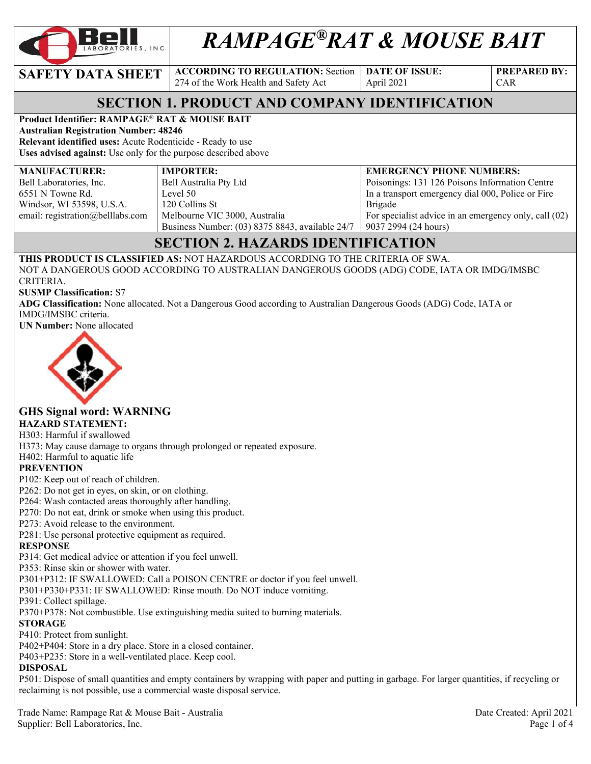# RAMPAGE®RAT & MOUSE BAIT

| SAFETY DATA SHEET | ACCORDING TO REGULATION: Section 274 of the Work Health and Safety Act | DATE OF ISSUE: April 2021 | PREPARED BY: CAR |
|---|---|---|---|

## SECTION 1. PRODUCT AND COMPANY IDENTIFICATION

**Product Identifier: RAMPAGE® RAT & MOUSE BAIT**
**Australian Registration Number: 48246**
**Relevant identified uses:** Acute Rodenticide - Ready to use
**Uses advised against:** Use only for the purpose described above

| MANUFACTURER: | IMPORTER: | EMERGENCY PHONE NUMBERS: |
|---|---|---|
| Bell Laboratories, Inc.<br>6551 N Towne Rd.<br>Windsor, WI 53598, U.S.A.<br>email: registration@belllabs.com | Bell Australia Pty Ltd<br>Level 50<br>120 Collins St<br>Melbourne VIC 3000, Australia<br>Business Number: (03) 8375 8843, available 24/7 | Poisonings: 131 126 Poisons Information Centre<br>In a transport emergency dial 000, Police or Fire Brigade<br>For specialist advice in an emergency only, call (02) 9037 2994 (24 hours) |

## SECTION 2. HAZARDS IDENTIFICATION

**THIS PRODUCT IS CLASSIFIED AS:** NOT HAZARDOUS ACCORDING TO THE CRITERIA OF SWA.
NOT A DANGEROUS GOOD ACCORDING TO AUSTRALIAN DANGEROUS GOODS (ADG) CODE, IATA OR IMDG/IMSBC CRITERIA.
**SUSMP Classification:** S7
**ADG Classification:** None allocated. Not a Dangerous Good according to Australian Dangerous Goods (ADG) Code, IATA or IMDG/IMSBC criteria.
**UN Number:** None allocated

### GHS Signal word: WARNING

**HAZARD STATEMENT:**
H303: Harmful if swallowed
H373: May cause damage to organs through prolonged or repeated exposure.
H402: Harmful to aquatic life

**PREVENTION**
P102: Keep out of reach of children.
P262: Do not get in eyes, on skin, or on clothing.
P264: Wash contacted areas thoroughly after handling.
P270: Do not eat, drink or smoke when using this product.
P273: Avoid release to the environment.
P281: Use personal protective equipment as required.

**RESPONSE**
P314: Get medical advice or attention if you feel unwell.
P353: Rinse skin or shower with water.
P301+P312: IF SWALLOWED: Call a POISON CENTRE or doctor if you feel unwell.
P301+P330+P331: IF SWALLOWED: Rinse mouth. Do NOT induce vomiting.
P391: Collect spillage.
P370+P378: Not combustible. Use extinguishing media suited to burning materials.

**STORAGE**
P410: Protect from sunlight.
P402+P404: Store in a dry place. Store in a closed container.
P403+P235: Store in a well-ventilated place. Keep cool.

**DISPOSAL**
P501: Dispose of small quantities and empty containers by wrapping with paper and putting in garbage. For larger quantities, if recycling or reclaiming is not possible, use a commercial waste disposal service.

Trade Name: Rampage Rat & Mouse Bait - Australia
Supplier: Bell Laboratories, Inc.
Date Created: April 2021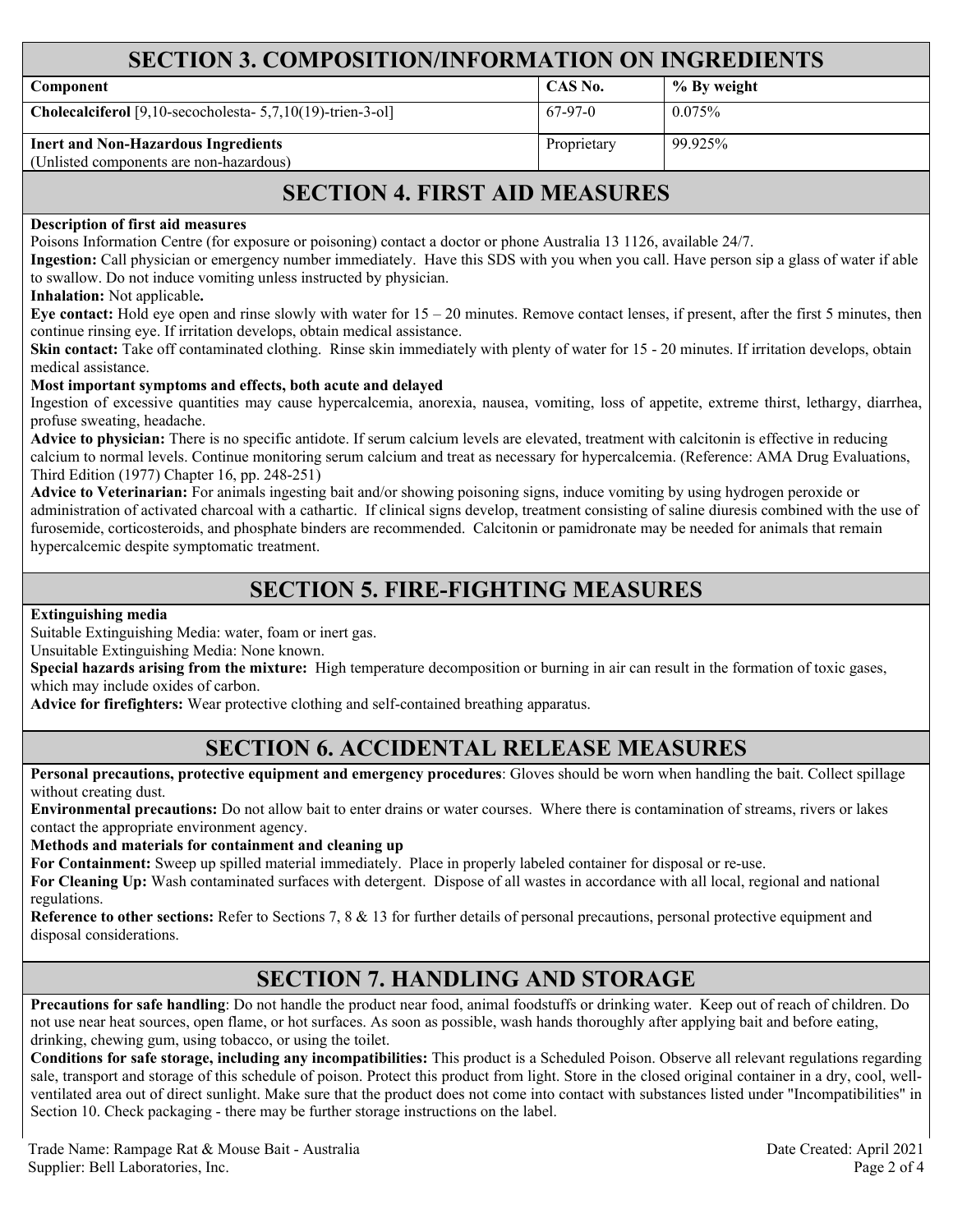## SECTION 3. COMPOSITION/INFORMATION ON INGREDIENTS

| Component | CAS No. | % By weight |
|---|---|---|
| **Cholecalciferol** [9,10-secocholesta- 5,7,10(19)-trien-3-ol] | 67-97-0 | 0.075% |
| **Inert and Non-Hazardous Ingredients** (Unlisted components are non-hazardous) | Proprietary | 99.925% |

## SECTION 4. FIRST AID MEASURES

**Description of first aid measures**

Poisons Information Centre (for exposure or poisoning) contact a doctor or phone Australia 13 1126, available 24/7.

**Ingestion:** Call physician or emergency number immediately. Have this SDS with you when you call. Have person sip a glass of water if able to swallow. Do not induce vomiting unless instructed by physician.

**Inhalation:** Not applicable**.**

**Eye contact:** Hold eye open and rinse slowly with water for 15 – 20 minutes. Remove contact lenses, if present, after the first 5 minutes, then continue rinsing eye. If irritation develops, obtain medical assistance.

**Skin contact:** Take off contaminated clothing. Rinse skin immediately with plenty of water for 15 - 20 minutes. If irritation develops, obtain medical assistance.

**Most important symptoms and effects, both acute and delayed**

Ingestion of excessive quantities may cause hypercalcemia, anorexia, nausea, vomiting, loss of appetite, extreme thirst, lethargy, diarrhea, profuse sweating, headache.

**Advice to physician:** There is no specific antidote. If serum calcium levels are elevated, treatment with calcitonin is effective in reducing calcium to normal levels. Continue monitoring serum calcium and treat as necessary for hypercalcemia. (Reference: AMA Drug Evaluations, Third Edition (1977) Chapter 16, pp. 248-251)

**Advice to Veterinarian:** For animals ingesting bait and/or showing poisoning signs, induce vomiting by using hydrogen peroxide or administration of activated charcoal with a cathartic. If clinical signs develop, treatment consisting of saline diuresis combined with the use of furosemide, corticosteroids, and phosphate binders are recommended. Calcitonin or pamidronate may be needed for animals that remain hypercalcemic despite symptomatic treatment.

## SECTION 5. FIRE-FIGHTING MEASURES

**Extinguishing media**

Suitable Extinguishing Media: water, foam or inert gas.

Unsuitable Extinguishing Media: None known.

**Special hazards arising from the mixture:** High temperature decomposition or burning in air can result in the formation of toxic gases, which may include oxides of carbon.

**Advice for firefighters:** Wear protective clothing and self-contained breathing apparatus.

## SECTION 6. ACCIDENTAL RELEASE MEASURES

**Personal precautions, protective equipment and emergency procedures**: Gloves should be worn when handling the bait. Collect spillage without creating dust.

**Environmental precautions:** Do not allow bait to enter drains or water courses. Where there is contamination of streams, rivers or lakes contact the appropriate environment agency.

**Methods and materials for containment and cleaning up**

**For Containment:** Sweep up spilled material immediately. Place in properly labeled container for disposal or re-use.

**For Cleaning Up:** Wash contaminated surfaces with detergent. Dispose of all wastes in accordance with all local, regional and national regulations.

**Reference to other sections:** Refer to Sections 7, 8 & 13 for further details of personal precautions, personal protective equipment and disposal considerations.

## SECTION 7. HANDLING AND STORAGE

**Precautions for safe handling**: Do not handle the product near food, animal foodstuffs or drinking water. Keep out of reach of children. Do not use near heat sources, open flame, or hot surfaces. As soon as possible, wash hands thoroughly after applying bait and before eating, drinking, chewing gum, using tobacco, or using the toilet.

**Conditions for safe storage, including any incompatibilities:** This product is a Scheduled Poison. Observe all relevant regulations regarding sale, transport and storage of this schedule of poison. Protect this product from light. Store in the closed original container in a dry, cool, well-ventilated area out of direct sunlight. Make sure that the product does not come into contact with substances listed under "Incompatibilities" in Section 10. Check packaging - there may be further storage instructions on the label.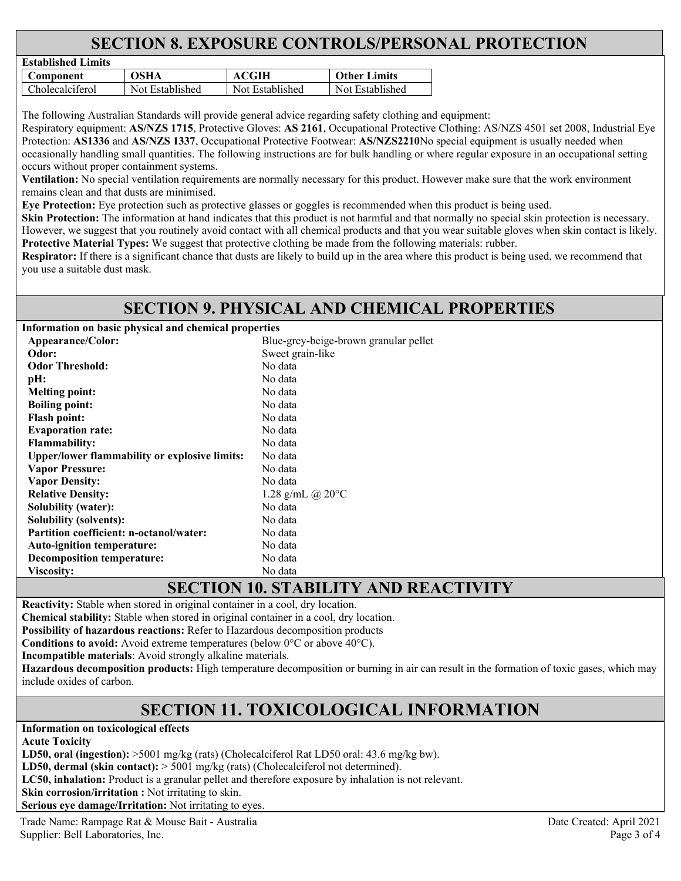## SECTION 8. EXPOSURE CONTROLS/PERSONAL PROTECTION

**Established Limits**

| Component | OSHA | ACGIH | Other Limits |
|---|---|---|---|
| Cholecalciferol | Not Established | Not Established | Not Established |

The following Australian Standards will provide general advice regarding safety clothing and equipment:
Respiratory equipment: **AS/NZS 1715**, Protective Gloves: **AS 2161**, Occupational Protective Clothing: AS/NZS 4501 set 2008, Industrial Eye Protection: **AS1336** and **AS/NZS 1337**, Occupational Protective Footwear: **AS/NZS2210**No special equipment is usually needed when occasionally handling small quantities. The following instructions are for bulk handling or where regular exposure in an occupational setting occurs without proper containment systems.

**Ventilation:** No special ventilation requirements are normally necessary for this product. However make sure that the work environment remains clean and that dusts are minimised.

**Eye Protection:** Eye protection such as protective glasses or goggles is recommended when this product is being used.

**Skin Protection:** The information at hand indicates that this product is not harmful and that normally no special skin protection is necessary. However, we suggest that you routinely avoid contact with all chemical products and that you wear suitable gloves when skin contact is likely.

**Protective Material Types:** We suggest that protective clothing be made from the following materials: rubber.

**Respirator:** If there is a significant chance that dusts are likely to build up in the area where this product is being used, we recommend that you use a suitable dust mask.

## SECTION 9. PHYSICAL AND CHEMICAL PROPERTIES

**Information on basic physical and chemical properties**

| | |
|---|---|
| **Appearance/Color:** | Blue-grey-beige-brown granular pellet |
| **Odor:** | Sweet grain-like |
| **Odor Threshold:** | No data |
| **pH:** | No data |
| **Melting point:** | No data |
| **Boiling point:** | No data |
| **Flash point:** | No data |
| **Evaporation rate:** | No data |
| **Flammability:** | No data |
| **Upper/lower flammability or explosive limits:** | No data |
| **Vapor Pressure:** | No data |
| **Vapor Density:** | No data |
| **Relative Density:** | 1.28 g/mL @ 20°C |
| **Solubility (water):** | No data |
| **Solubility (solvents):** | No data |
| **Partition coefficient: n-octanol/water:** | No data |
| **Auto-ignition temperature:** | No data |
| **Decomposition temperature:** | No data |
| **Viscosity:** | No data |

## SECTION 10. STABILITY AND REACTIVITY

**Reactivity:** Stable when stored in original container in a cool, dry location.

**Chemical stability:** Stable when stored in original container in a cool, dry location.

**Possibility of hazardous reactions:** Refer to Hazardous decomposition products

**Conditions to avoid:** Avoid extreme temperatures (below 0°C or above 40°C).

**Incompatible materials**: Avoid strongly alkaline materials.

**Hazardous decomposition products:** High temperature decomposition or burning in air can result in the formation of toxic gases, which may include oxides of carbon.

## SECTION 11. TOXICOLOGICAL INFORMATION

**Information on toxicological effects**

**Acute Toxicity**

**LD50, oral (ingestion):** >5001 mg/kg (rats) (Cholecalciferol Rat LD50 oral: 43.6 mg/kg bw).

**LD50, dermal (skin contact):** > 5001 mg/kg (rats) (Cholecalciferol not determined).

**LC50, inhalation:** Product is a granular pellet and therefore exposure by inhalation is not relevant.

**Skin corrosion/irritation :** Not irritating to skin.

**Serious eye damage/Irritation:** Not irritating to eyes.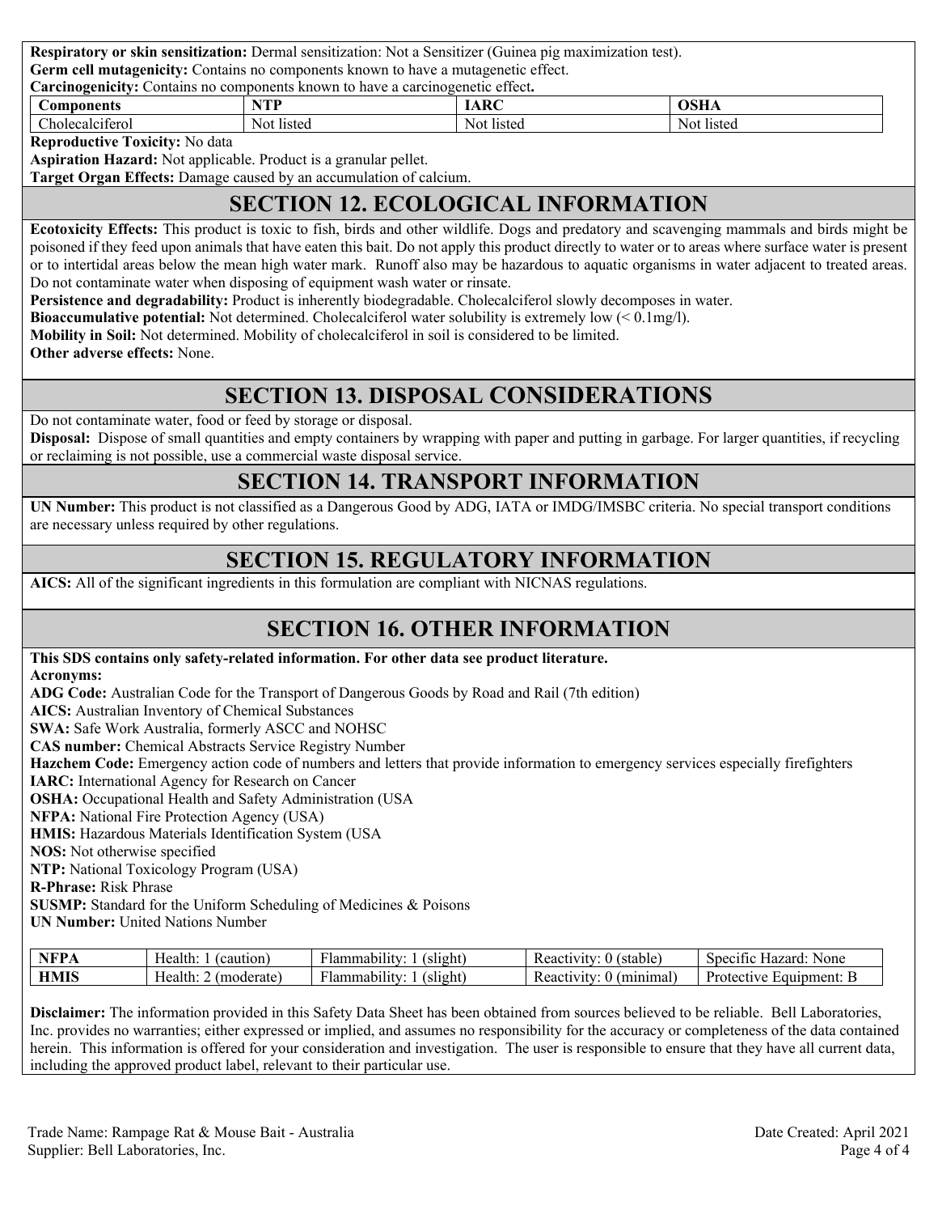**Respiratory or skin sensitization:** Dermal sensitization: Not a Sensitizer (Guinea pig maximization test).

**Germ cell mutagenicity:** Contains no components known to have a mutagenetic effect.

**Carcinogenicity:** Contains no components known to have a carcinogenetic effect**.**

| Components | NTP | IARC | OSHA |
|---|---|---|---|
| Cholecalciferol | Not listed | Not listed | Not listed |

**Reproductive Toxicity:** No data

**Aspiration Hazard:** Not applicable. Product is a granular pellet.

**Target Organ Effects:** Damage caused by an accumulation of calcium.

## SECTION 12. ECOLOGICAL INFORMATION

**Ecotoxicity Effects:** This product is toxic to fish, birds and other wildlife. Dogs and predatory and scavenging mammals and birds might be poisoned if they feed upon animals that have eaten this bait. Do not apply this product directly to water or to areas where surface water is present or to intertidal areas below the mean high water mark. Runoff also may be hazardous to aquatic organisms in water adjacent to treated areas. Do not contaminate water when disposing of equipment wash water or rinsate.

**Persistence and degradability:** Product is inherently biodegradable. Cholecalciferol slowly decomposes in water.

**Bioaccumulative potential:** Not determined. Cholecalciferol water solubility is extremely low (< 0.1mg/l).

**Mobility in Soil:** Not determined. Mobility of cholecalciferol in soil is considered to be limited.

**Other adverse effects:** None.

## SECTION 13. DISPOSAL CONSIDERATIONS

Do not contaminate water, food or feed by storage or disposal.

**Disposal:** Dispose of small quantities and empty containers by wrapping with paper and putting in garbage. For larger quantities, if recycling or reclaiming is not possible, use a commercial waste disposal service.

## SECTION 14. TRANSPORT INFORMATION

**UN Number:** This product is not classified as a Dangerous Good by ADG, IATA or IMDG/IMSBC criteria. No special transport conditions are necessary unless required by other regulations.

## SECTION 15. REGULATORY INFORMATION

**AICS:** All of the significant ingredients in this formulation are compliant with NICNAS regulations.

## SECTION 16. OTHER INFORMATION

**This SDS contains only safety-related information. For other data see product literature.**

**Acronyms:**

**ADG Code:** Australian Code for the Transport of Dangerous Goods by Road and Rail (7th edition)

**AICS:** Australian Inventory of Chemical Substances

**SWA:** Safe Work Australia, formerly ASCC and NOHSC

**CAS number:** Chemical Abstracts Service Registry Number

**Hazchem Code:** Emergency action code of numbers and letters that provide information to emergency services especially firefighters

**IARC:** International Agency for Research on Cancer

**OSHA:** Occupational Health and Safety Administration (USA

**NFPA:** National Fire Protection Agency (USA)

**HMIS:** Hazardous Materials Identification System (USA

**NOS:** Not otherwise specified

**NTP:** National Toxicology Program (USA)

**R-Phrase:** Risk Phrase

**SUSMP:** Standard for the Uniform Scheduling of Medicines & Poisons

**UN Number:** United Nations Number

| | | | | |
|---|---|---|---|---|
| **NFPA** | Health: 1 (caution) | Flammability: 1 (slight) | Reactivity: 0 (stable) | Specific Hazard: None |
| **HMIS** | Health: 2 (moderate) | Flammability: 1 (slight) | Reactivity: 0 (minimal) | Protective Equipment: B |

**Disclaimer:** The information provided in this Safety Data Sheet has been obtained from sources believed to be reliable. Bell Laboratories, Inc. provides no warranties; either expressed or implied, and assumes no responsibility for the accuracy or completeness of the data contained herein. This information is offered for your consideration and investigation. The user is responsible to ensure that they have all current data, including the approved product label, relevant to their particular use.